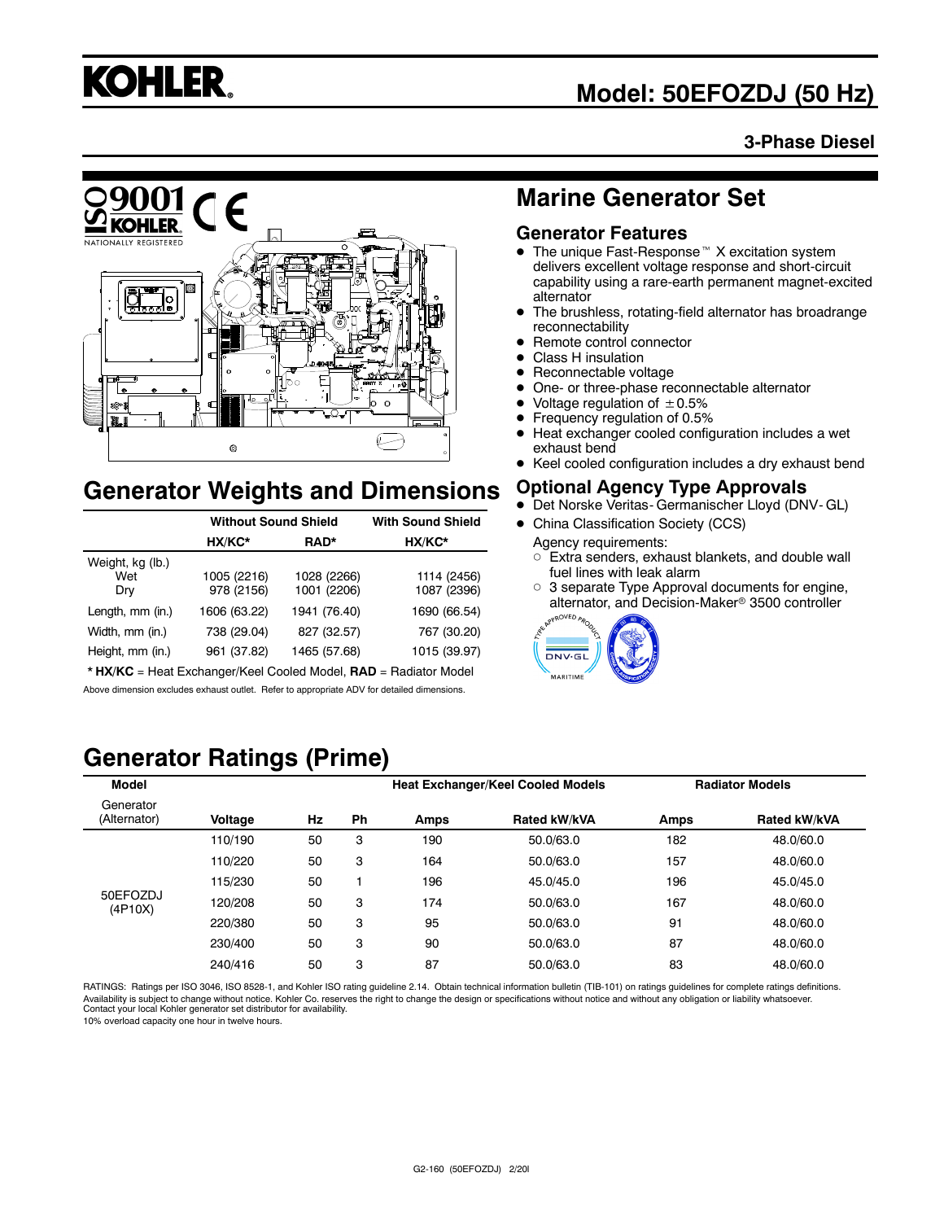# KOHLER

# Model: 50EFOZDJ (50 Hz)

**3-Phase Diesel**

## Marine Generator Set

### Generator Features

- The unique Fast-Response™ X excitation system delivers excellent voltage response and short-circuit capability using a rare-earth permanent magnet-excited alternator
- The brushless, rotating-field alternator has broadrange reconnectability
- Remote control connector
- Class H insulation
- Reconnectable voltage
- One- or three-phase reconnectable alternator
- Voltage regulation of ±0.5%
- Frequency regulation of 0.5%
- Heat exchanger cooled configuration includes a wet exhaust bend
- Keel cooled configuration includes a dry exhaust bend

### Optional Agency Type Approvals

- Det Norske Veritas- Germanischer Lloyd (DNV- GL)
- China Classification Society (CCS)

  Agency requirements:
  - Extra senders, exhaust blankets, and double wall fuel lines with leak alarm
  - 3 separate Type Approval documents for engine, alternator, and Decision-Maker® 3500 controller

## Generator Weights and Dimensions

| | Without Sound Shield | | With Sound Shield |
|---|---|---|---|
| | HX/KC* | RAD* | HX/KC* |
| Weight, kg (lb.) | | | |
| Wet | 1005 (2216) | 1028 (2266) | 1114 (2456) |
| Dry | 978 (2156) | 1001 (2206) | 1087 (2396) |
| Length, mm (in.) | 1606 (63.22) | 1941 (76.40) | 1690 (66.54) |
| Width, mm (in.) | 738 (29.04) | 827 (32.57) | 767 (30.20) |
| Height, mm (in.) | 961 (37.82) | 1465 (57.68) | 1015 (39.97) |

* **HX/KC** = Heat Exchanger/Keel Cooled Model, **RAD** = Radiator Model

Above dimension excludes exhaust outlet. Refer to appropriate ADV for detailed dimensions.

## Generator Ratings (Prime)

| Model | | | | Heat Exchanger/Keel Cooled Models | | Radiator Models | |
|---|---|---|---|---|---|---|---|
| Generator (Alternator) | Voltage | Hz | Ph | Amps | Rated kW/kVA | Amps | Rated kW/kVA |
| 50EFOZDJ (4P10X) | 110/190 | 50 | 3 | 190 | 50.0/63.0 | 182 | 48.0/60.0 |
| | 110/220 | 50 | 3 | 164 | 50.0/63.0 | 157 | 48.0/60.0 |
| | 115/230 | 50 | 1 | 196 | 45.0/45.0 | 196 | 45.0/45.0 |
| | 120/208 | 50 | 3 | 174 | 50.0/63.0 | 167 | 48.0/60.0 |
| | 220/380 | 50 | 3 | 95 | 50.0/63.0 | 91 | 48.0/60.0 |
| | 230/400 | 50 | 3 | 90 | 50.0/63.0 | 87 | 48.0/60.0 |
| | 240/416 | 50 | 3 | 87 | 50.0/63.0 | 83 | 48.0/60.0 |

RATINGS: Ratings per ISO 3046, ISO 8528-1, and Kohler ISO rating guideline 2.14. Obtain technical information bulletin (TIB-101) on ratings guidelines for complete ratings definitions. Availability is subject to change without notice. Kohler Co. reserves the right to change the design or specifications without notice and without any obligation or liability whatsoever. Contact your local Kohler generator set distributor for availability.
10% overload capacity one hour in twelve hours.

G2-160 (50EFOZDJ) 2/20l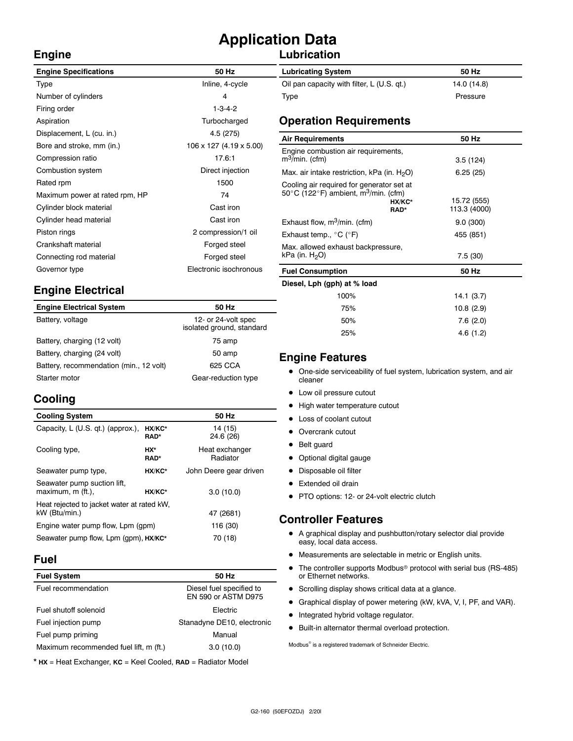# Application Data

## Engine

| Engine Specifications | 50 Hz |
|---|---|
| Type | Inline, 4-cycle |
| Number of cylinders | 4 |
| Firing order | 1-3-4-2 |
| Aspiration | Turbocharged |
| Displacement, L (cu. in.) | 4.5 (275) |
| Bore and stroke, mm (in.) | 106 x 127 (4.19 x 5.00) |
| Compression ratio | 17.6:1 |
| Combustion system | Direct injection |
| Rated rpm | 1500 |
| Maximum power at rated rpm, HP | 74 |
| Cylinder block material | Cast iron |
| Cylinder head material | Cast iron |
| Piston rings | 2 compression/1 oil |
| Crankshaft material | Forged steel |
| Connecting rod material | Forged steel |
| Governor type | Electronic isochronous |

## Engine Electrical

| Engine Electrical System | 50 Hz |
|---|---|
| Battery, voltage | 12- or 24-volt spec isolated ground, standard |
| Battery, charging (12 volt) | 75 amp |
| Battery, charging (24 volt) | 50 amp |
| Battery, recommendation (min., 12 volt) | 625 CCA |
| Starter motor | Gear-reduction type |

## Cooling

| Cooling System | | 50 Hz |
|---|---|---|
| Capacity, L (U.S. qt.) (approx.), | **HX/KC*** | 14 (15) |
| | **RAD*** | 24.6 (26) |
| Cooling type, | **HX*** | Heat exchanger |
| | **RAD*** | Radiator |
| Seawater pump type, | **HX/KC*** | John Deere gear driven |
| Seawater pump suction lift, maximum, m (ft.), | **HX/KC*** | 3.0 (10.0) |
| Heat rejected to jacket water at rated kW, kW (Btu/min.) | | 47 (2681) |
| Engine water pump flow, Lpm (gpm) | | 116 (30) |
| Seawater pump flow, Lpm (gpm), **HX/KC*** | | 70 (18) |

## Fuel

| Fuel System | 50 Hz |
|---|---|
| Fuel recommendation | Diesel fuel specified to EN 590 or ASTM D975 |
| Fuel shutoff solenoid | Electric |
| Fuel injection pump | Stanadyne DE10, electronic |
| Fuel pump priming | Manual |
| Maximum recommended fuel lift, m (ft.) | 3.0 (10.0) |

\* **HX** = Heat Exchanger, **KC** = Keel Cooled, **RAD** = Radiator Model

## Lubrication

| Lubricating System | 50 Hz |
|---|---|
| Oil pan capacity with filter, L (U.S. qt.) | 14.0 (14.8) |
| Type | Pressure |

## Operation Requirements

| Air Requirements | | 50 Hz |
|---|---|---|
| Engine combustion air requirements, $m^3$/min. (cfm) | | 3.5 (124) |
| Max. air intake restriction, kPa (in. $H_2O$) | | 6.25 (25) |
| Cooling air required for generator set at 50°C (122°F) ambient, $m^3$/min. (cfm) | **HX/KC*** | 15.72 (555) |
| | **RAD*** | 113.3 (4000) |
| Exhaust flow, $m^3$/min. (cfm) | | 9.0 (300) |
| Exhaust temp., °C (°F) | | 455 (851) |
| Max. allowed exhaust backpressure, kPa (in. $H_2O$) | | 7.5 (30) |

| Fuel Consumption | 50 Hz |
|---|---|
| **Diesel, Lph (gph) at % load** | |
| 100% | 14.1 (3.7) |
| 75% | 10.8 (2.9) |
| 50% | 7.6 (2.0) |
| 25% | 4.6 (1.2) |

## Engine Features

- One-side serviceability of fuel system, lubrication system, and air cleaner
- Low oil pressure cutout
- High water temperature cutout
- Loss of coolant cutout
- Overcrank cutout
- Belt guard
- Optional digital gauge
- Disposable oil filter
- Extended oil drain
- PTO options: 12- or 24-volt electric clutch

## Controller Features

- A graphical display and pushbutton/rotary selector dial provide easy, local data access.
- Measurements are selectable in metric or English units.
- The controller supports Modbus® protocol with serial bus (RS-485) or Ethernet networks.
- Scrolling display shows critical data at a glance.
- Graphical display of power metering (kW, kVA, V, I, PF, and VAR).
- Integrated hybrid voltage regulator.
- Built-in alternator thermal overload protection.

Modbus® is a registered trademark of Schneider Electric.

G2-160 (50EFOZDJ) 2/20l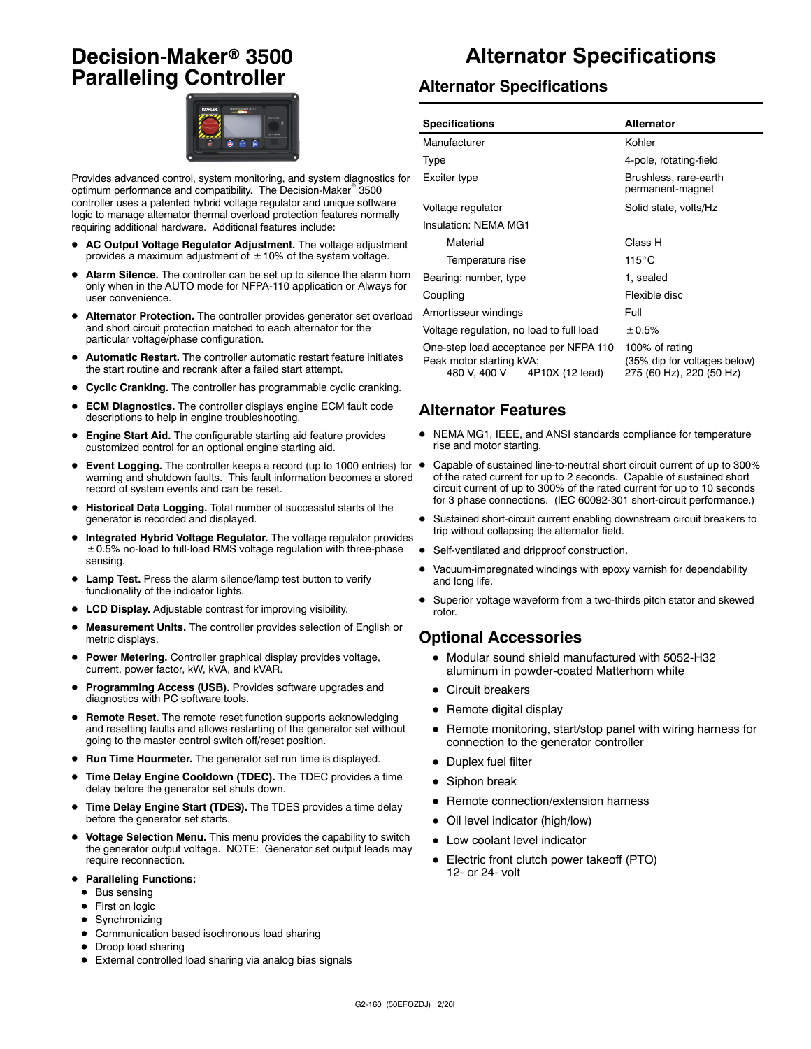# Decision-Maker® 3500 Paralleling Controller

Provides advanced control, system monitoring, and system diagnostics for optimum performance and compatibility. The Decision-Maker® 3500 controller uses a patented hybrid voltage regulator and unique software logic to manage alternator thermal overload protection features normally requiring additional hardware. Additional features include:

- **AC Output Voltage Regulator Adjustment.** The voltage adjustment provides a maximum adjustment of ±10% of the system voltage.
- **Alarm Silence.** The controller can be set up to silence the alarm horn only when in the AUTO mode for NFPA-110 application or Always for user convenience.
- **Alternator Protection.** The controller provides generator set overload and short circuit protection matched to each alternator for the particular voltage/phase configuration.
- **Automatic Restart.** The controller automatic restart feature initiates the start routine and recrank after a failed start attempt.
- **Cyclic Cranking.** The controller has programmable cyclic cranking.
- **ECM Diagnostics.** The controller displays engine ECM fault code descriptions to help in engine troubleshooting.
- **Engine Start Aid.** The configurable starting aid feature provides customized control for an optional engine starting aid.
- **Event Logging.** The controller keeps a record (up to 1000 entries) for warning and shutdown faults. This fault information becomes a stored record of system events and can be reset.
- **Historical Data Logging.** Total number of successful starts of the generator is recorded and displayed.
- **Integrated Hybrid Voltage Regulator.** The voltage regulator provides ±0.5% no-load to full-load RMS voltage regulation with three-phase sensing.
- **Lamp Test.** Press the alarm silence/lamp test button to verify functionality of the indicator lights.
- **LCD Display.** Adjustable contrast for improving visibility.
- **Measurement Units.** The controller provides selection of English or metric displays.
- **Power Metering.** Controller graphical display provides voltage, current, power factor, kW, kVA, and kVAR.
- **Programming Access (USB).** Provides software upgrades and diagnostics with PC software tools.
- **Remote Reset.** The remote reset function supports acknowledging and resetting faults and allows restarting of the generator set without going to the master control switch off/reset position.
- **Run Time Hourmeter.** The generator set run time is displayed.
- **Time Delay Engine Cooldown (TDEC).** The TDEC provides a time delay before the generator set shuts down.
- **Time Delay Engine Start (TDES).** The TDES provides a time delay before the generator set starts.
- **Voltage Selection Menu.** This menu provides the capability to switch the generator output voltage. NOTE: Generator set output leads may require reconnection.
- **Paralleling Functions:**
  - Bus sensing
  - First on logic
  - Synchronizing
  - Communication based isochronous load sharing
  - Droop load sharing
  - External controlled load sharing via analog bias signals

# Alternator Specifications

## Alternator Specifications

| Specifications | Alternator |
|---|---|
| Manufacturer | Kohler |
| Type | 4-pole, rotating-field |
| Exciter type | Brushless, rare-earth permanent-magnet |
| Voltage regulator | Solid state, volts/Hz |
| Insulation: NEMA MG1 | |
| Material | Class H |
| Temperature rise | 115°C |
| Bearing: number, type | 1, sealed |
| Coupling | Flexible disc |
| Amortisseur windings | Full |
| Voltage regulation, no load to full load | ±0.5% |
| One-step load acceptance per NFPA 110 | 100% of rating |
| Peak motor starting kVA: | (35% dip for voltages below) |
| 480 V, 400 V 4P10X (12 lead) | 275 (60 Hz), 220 (50 Hz) |

## Alternator Features

- NEMA MG1, IEEE, and ANSI standards compliance for temperature rise and motor starting.
- Capable of sustained line-to-neutral short circuit current of up to 300% of the rated current for up to 2 seconds. Capable of sustained short circuit current of up to 300% of the rated current for up to 10 seconds for 3 phase connections. (IEC 60092-301 short-circuit performance.)
- Sustained short-circuit current enabling downstream circuit breakers to trip without collapsing the alternator field.
- Self-ventilated and dripproof construction.
- Vacuum-impregnated windings with epoxy varnish for dependability and long life.
- Superior voltage waveform from a two-thirds pitch stator and skewed rotor.

## Optional Accessories

- Modular sound shield manufactured with 5052-H32 aluminum in powder-coated Matterhorn white
- Circuit breakers
- Remote digital display
- Remote monitoring, start/stop panel with wiring harness for connection to the generator controller
- Duplex fuel filter
- Siphon break
- Remote connection/extension harness
- Oil level indicator (high/low)
- Low coolant level indicator
- Electric front clutch power takeoff (PTO) 12- or 24- volt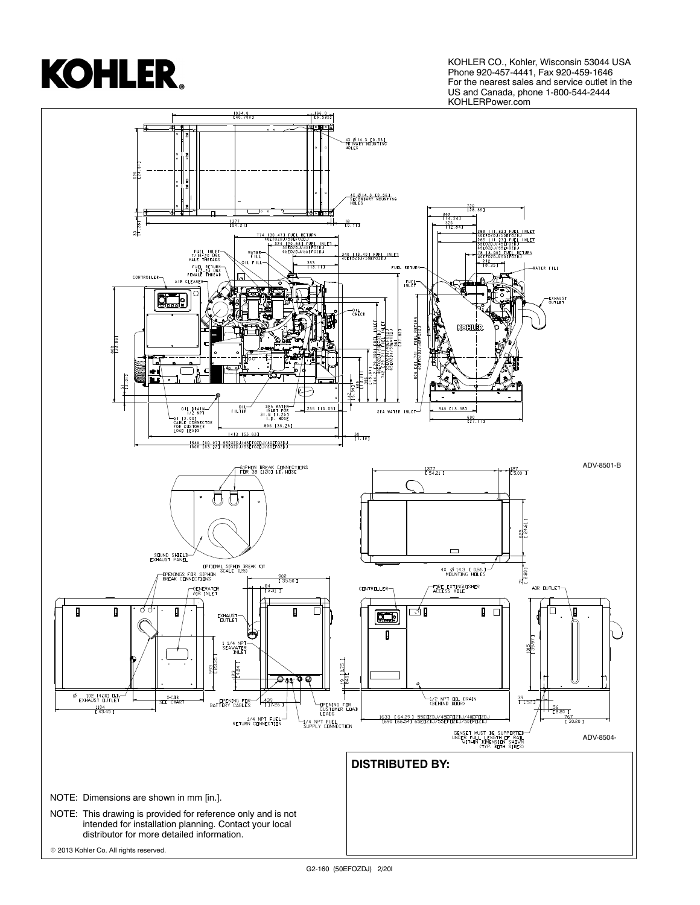KOHLER CO., Kohler, Wisconsin 53044 USA
Phone 920-457-4441, Fax 920-459-1646
For the nearest sales and service outlet in the US and Canada, phone 1-800-544-2444
KOHLERPower.com

ADV-8501-B

ADV-8504-

**DISTRIBUTED BY:**

NOTE: Dimensions are shown in mm [in.].

NOTE: This drawing is provided for reference only and is not intended for installation planning. Contact your local distributor for more detailed information.

© 2013 Kohler Co. All rights reserved.

G2-160 (50EFOZDJ) 2/20l